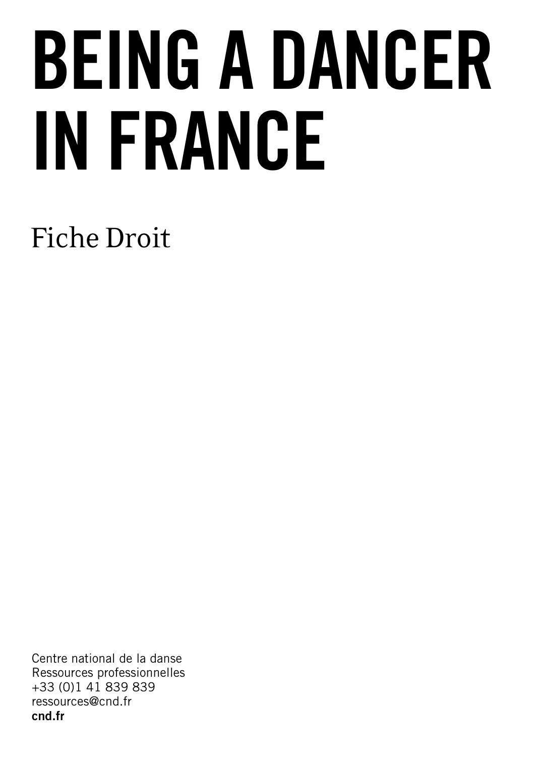# BEING A DANCER IN FRANCE

Fiche Droit

Centre national de la danse
Ressources professionnelles
+33 (0)1 41 839 839
ressources@cnd.fr
**cnd.fr**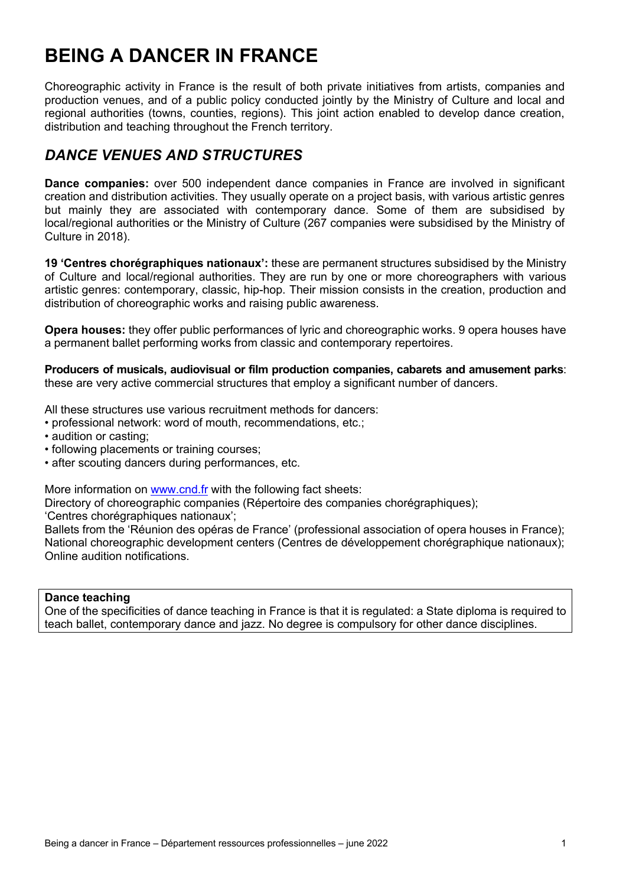# BEING A DANCER IN FRANCE

Choreographic activity in France is the result of both private initiatives from artists, companies and production venues, and of a public policy conducted jointly by the Ministry of Culture and local and regional authorities (towns, counties, regions). This joint action enabled to develop dance creation, distribution and teaching throughout the French territory.

## *DANCE VENUES AND STRUCTURES*

**Dance companies:** over 500 independent dance companies in France are involved in significant creation and distribution activities. They usually operate on a project basis, with various artistic genres but mainly they are associated with contemporary dance. Some of them are subsidised by local/regional authorities or the Ministry of Culture (267 companies were subsidised by the Ministry of Culture in 2018).

**19 'Centres chorégraphiques nationaux':** these are permanent structures subsidised by the Ministry of Culture and local/regional authorities. They are run by one or more choreographers with various artistic genres: contemporary, classic, hip-hop. Their mission consists in the creation, production and distribution of choreographic works and raising public awareness.

**Opera houses:** they offer public performances of lyric and choreographic works. 9 opera houses have a permanent ballet performing works from classic and contemporary repertoires.

**Producers of musicals, audiovisual or film production companies, cabarets and amusement parks**: these are very active commercial structures that employ a significant number of dancers.

All these structures use various recruitment methods for dancers:

- professional network: word of mouth, recommendations, etc.;
- audition or casting;
- following placements or training courses;
- after scouting dancers during performances, etc.

More information on [www.cnd.fr](http://www.cnd.fr) with the following fact sheets:
Directory of choreographic companies (Répertoire des companies chorégraphiques);
'Centres chorégraphiques nationaux';
Ballets from the 'Réunion des opéras de France' (professional association of opera houses in France);
National choreographic development centers (Centres de développement chorégraphique nationaux);
Online audition notifications.

**Dance teaching**
One of the specificities of dance teaching in France is that it is regulated: a State diploma is required to teach ballet, contemporary dance and jazz. No degree is compulsory for other dance disciplines.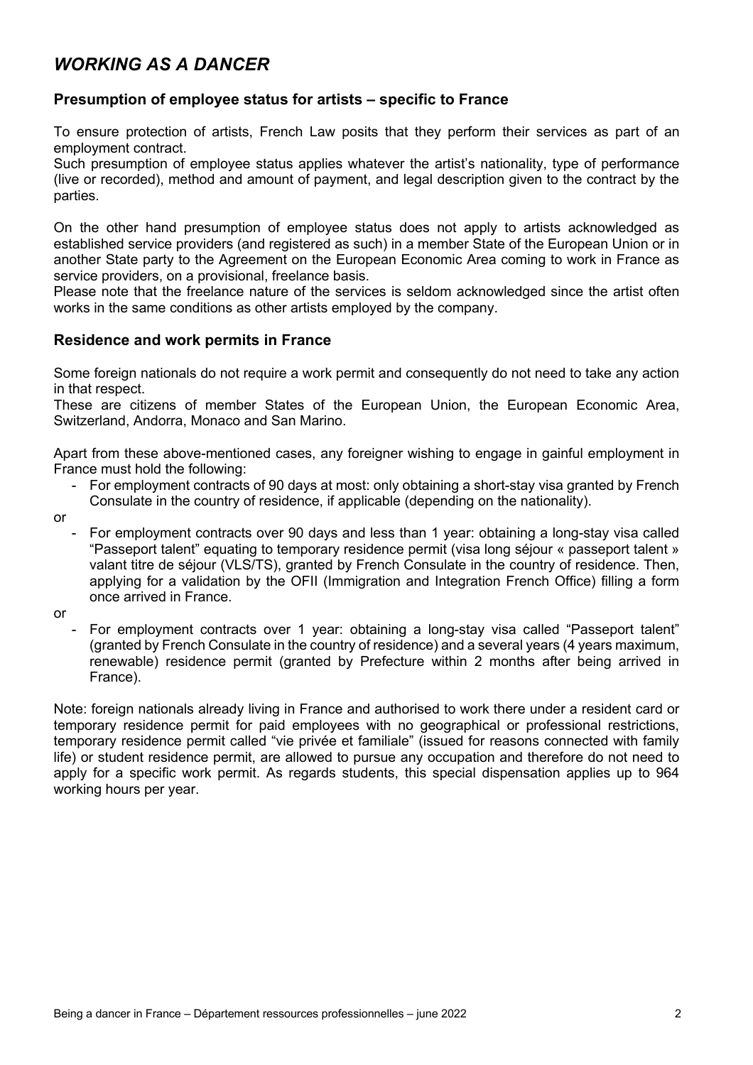# *WORKING AS A DANCER*

## Presumption of employee status for artists – specific to France

To ensure protection of artists, French Law posits that they perform their services as part of an employment contract.
Such presumption of employee status applies whatever the artist's nationality, type of performance (live or recorded), method and amount of payment, and legal description given to the contract by the parties.

On the other hand presumption of employee status does not apply to artists acknowledged as established service providers (and registered as such) in a member State of the European Union or in another State party to the Agreement on the European Economic Area coming to work in France as service providers, on a provisional, freelance basis.
Please note that the freelance nature of the services is seldom acknowledged since the artist often works in the same conditions as other artists employed by the company.

## Residence and work permits in France

Some foreign nationals do not require a work permit and consequently do not need to take any action in that respect.
These are citizens of member States of the European Union, the European Economic Area, Switzerland, Andorra, Monaco and San Marino.

Apart from these above-mentioned cases, any foreigner wishing to engage in gainful employment in France must hold the following:

- For employment contracts of 90 days at most: only obtaining a short-stay visa granted by French Consulate in the country of residence, if applicable (depending on the nationality).

or

- For employment contracts over 90 days and less than 1 year: obtaining a long-stay visa called "Passeport talent" equating to temporary residence permit (visa long séjour « passeport talent » valant titre de séjour (VLS/TS), granted by French Consulate in the country of residence. Then, applying for a validation by the OFII (Immigration and Integration French Office) filling a form once arrived in France.

or

- For employment contracts over 1 year: obtaining a long-stay visa called "Passeport talent" (granted by French Consulate in the country of residence) and a several years (4 years maximum, renewable) residence permit (granted by Prefecture within 2 months after being arrived in France).

Note: foreign nationals already living in France and authorised to work there under a resident card or temporary residence permit for paid employees with no geographical or professional restrictions, temporary residence permit called "vie privée et familiale" (issued for reasons connected with family life) or student residence permit, are allowed to pursue any occupation and therefore do not need to apply for a specific work permit. As regards students, this special dispensation applies up to 964 working hours per year.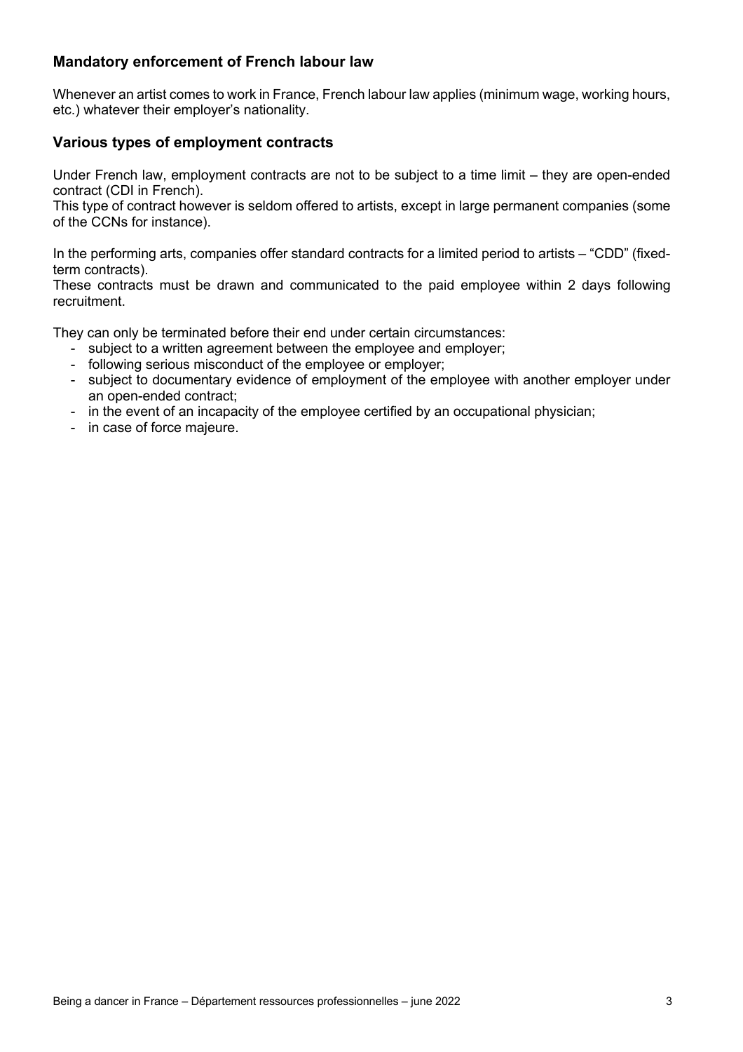## Mandatory enforcement of French labour law

Whenever an artist comes to work in France, French labour law applies (minimum wage, working hours, etc.) whatever their employer's nationality.

## Various types of employment contracts

Under French law, employment contracts are not to be subject to a time limit – they are open-ended contract (CDI in French).
This type of contract however is seldom offered to artists, except in large permanent companies (some of the CCNs for instance).

In the performing arts, companies offer standard contracts for a limited period to artists – "CDD" (fixed-term contracts).
These contracts must be drawn and communicated to the paid employee within 2 days following recruitment.

They can only be terminated before their end under certain circumstances:

- subject to a written agreement between the employee and employer;
- following serious misconduct of the employee or employer;
- subject to documentary evidence of employment of the employee with another employer under an open-ended contract;
- in the event of an incapacity of the employee certified by an occupational physician;
- in case of force majeure.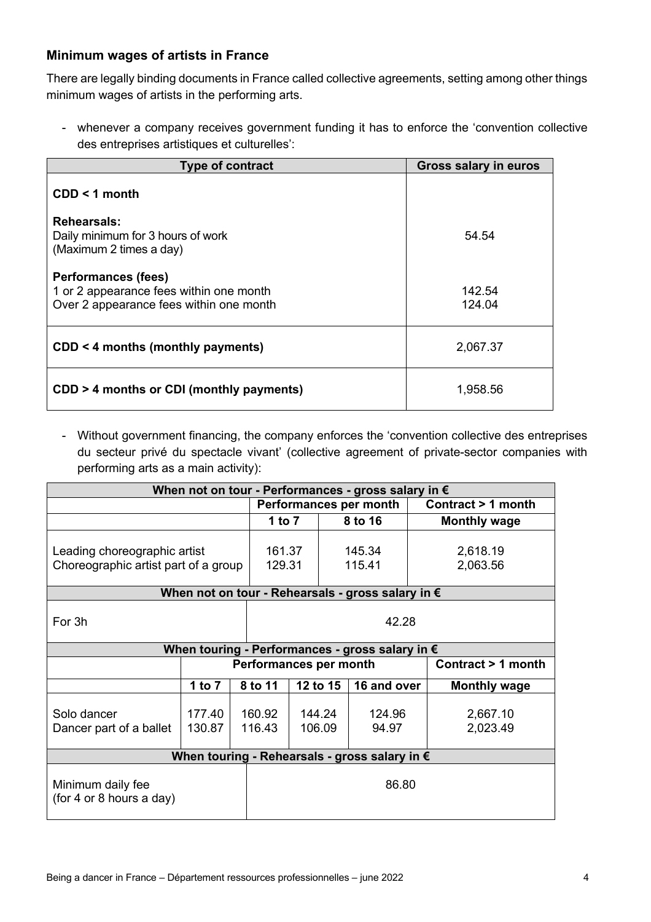### Minimum wages of artists in France

There are legally binding documents in France called collective agreements, setting among other things minimum wages of artists in the performing arts.

- whenever a company receives government funding it has to enforce the 'convention collective des entreprises artistiques et culturelles':

| Type of contract | Gross salary in euros |
|---|---|
| **CDD < 1 month** | |
| **Rehearsals:** Daily minimum for 3 hours of work (Maximum 2 times a day) | 54.54 |
| **Performances (fees)** | |
| 1 or 2 appearance fees within one month | 142.54 |
| Over 2 appearance fees within one month | 124.04 |
| **CDD < 4 months (monthly payments)** | 2,067.37 |
| **CDD > 4 months or CDI (monthly payments)** | 1,958.56 |

- Without government financing, the company enforces the 'convention collective des entreprises du secteur privé du spectacle vivant' (collective agreement of private-sector companies with performing arts as a main activity):

| When not on tour - Performances - gross salary in € | | | |
|---|---|---|---|
| | Performances per month | | Contract > 1 month |
| | 1 to 7 | 8 to 16 | Monthly wage |
| Leading choreographic artist | 161.37 | 145.34 | 2,618.19 |
| Choreographic artist part of a group | 129.31 | 115.41 | 2,063.56 |
| **When not on tour - Rehearsals - gross salary in €** | | | |
| For 3h | 42.28 | | |

| When touring - Performances - gross salary in € | | | | | |
|---|---|---|---|---|---|
| | Performances per month | | | | Contract > 1 month |
| | 1 to 7 | 8 to 11 | 12 to 15 | 16 and over | Monthly wage |
| Solo dancer | 177.40 | 160.92 | 144.24 | 124.96 | 2,667.10 |
| Dancer part of a ballet | 130.87 | 116.43 | 106.09 | 94.97 | 2,023.49 |
| **When touring - Rehearsals - gross salary in €** | | | | | |
| Minimum daily fee (for 4 or 8 hours a day) | 86.80 | | | | |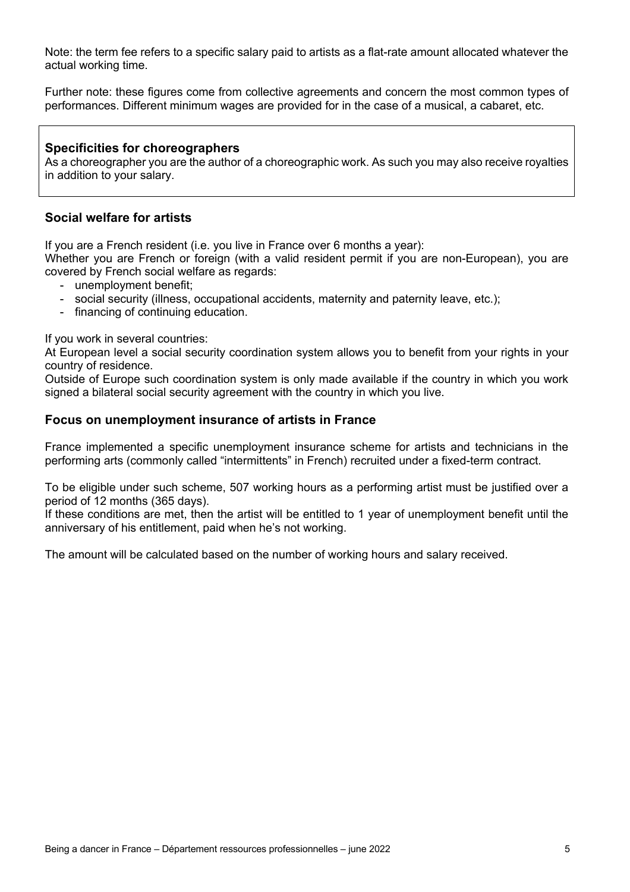Note: the term fee refers to a specific salary paid to artists as a flat-rate amount allocated whatever the actual working time.

Further note: these figures come from collective agreements and concern the most common types of performances. Different minimum wages are provided for in the case of a musical, a cabaret, etc.

> **Specificities for choreographers**
> As a choreographer you are the author of a choreographic work. As such you may also receive royalties in addition to your salary.

### Social welfare for artists

If you are a French resident (i.e. you live in France over 6 months a year):
Whether you are French or foreign (with a valid resident permit if you are non-European), you are covered by French social welfare as regards:

- unemployment benefit;
- social security (illness, occupational accidents, maternity and paternity leave, etc.);
- financing of continuing education.

If you work in several countries:
At European level a social security coordination system allows you to benefit from your rights in your country of residence.
Outside of Europe such coordination system is only made available if the country in which you work signed a bilateral social security agreement with the country in which you live.

### Focus on unemployment insurance of artists in France

France implemented a specific unemployment insurance scheme for artists and technicians in the performing arts (commonly called "intermittents" in French) recruited under a fixed-term contract.

To be eligible under such scheme, 507 working hours as a performing artist must be justified over a period of 12 months (365 days).
If these conditions are met, then the artist will be entitled to 1 year of unemployment benefit until the anniversary of his entitlement, paid when he's not working.

The amount will be calculated based on the number of working hours and salary received.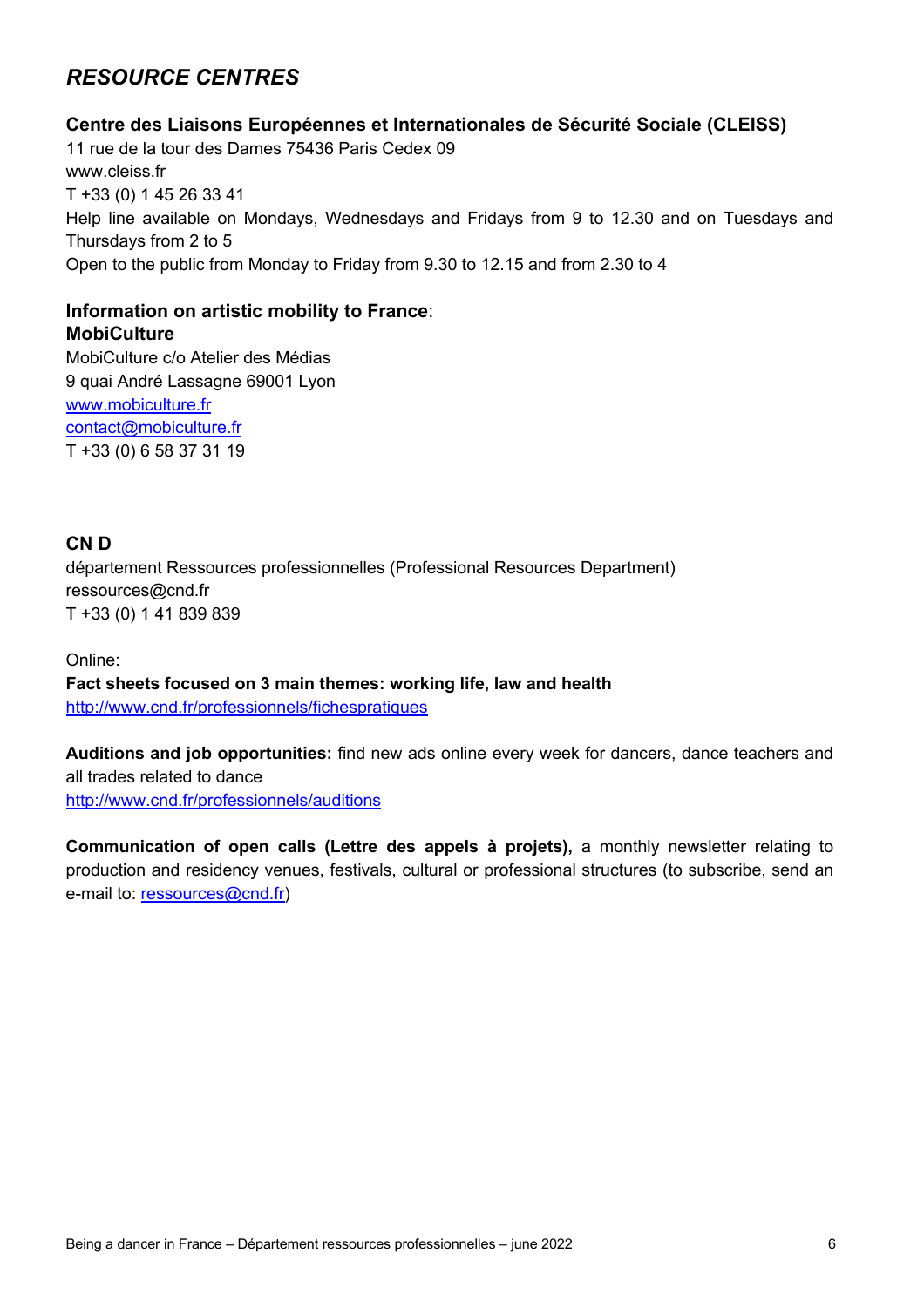## *RESOURCE CENTRES*

**Centre des Liaisons Européennes et Internationales de Sécurité Sociale (CLEISS)**
11 rue de la tour des Dames 75436 Paris Cedex 09
www.cleiss.fr
T +33 (0) 1 45 26 33 41
Help line available on Mondays, Wednesdays and Fridays from 9 to 12.30 and on Tuesdays and Thursdays from 2 to 5
Open to the public from Monday to Friday from 9.30 to 12.15 and from 2.30 to 4

**Information on artistic mobility to France**:
**MobiCulture**
MobiCulture c/o Atelier des Médias
9 quai André Lassagne 69001 Lyon
www.mobiculture.fr
contact@mobiculture.fr
T +33 (0) 6 58 37 31 19

**CN D**
département Ressources professionnelles (Professional Resources Department)
ressources@cnd.fr
T +33 (0) 1 41 839 839

Online:
**Fact sheets focused on 3 main themes: working life, law and health**
http://www.cnd.fr/professionnels/fichespratiques

**Auditions and job opportunities:** find new ads online every week for dancers, dance teachers and all trades related to dance
http://www.cnd.fr/professionnels/auditions

**Communication of open calls (Lettre des appels à projets),** a monthly newsletter relating to production and residency venues, festivals, cultural or professional structures (to subscribe, send an e-mail to: ressources@cnd.fr)